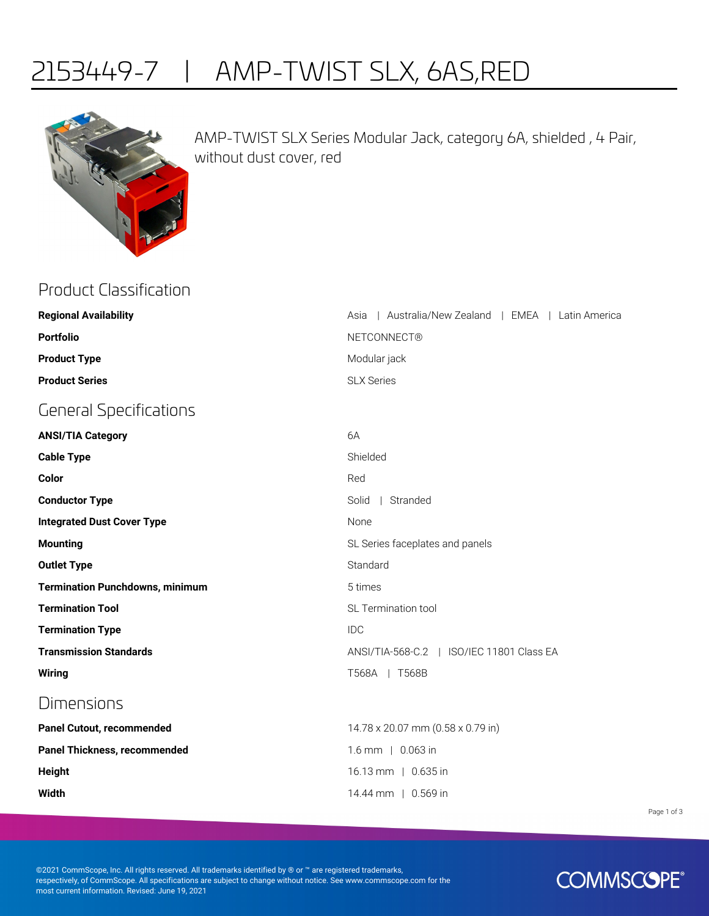# 2153449-7 | AMP-TWIST SLX, 6AS,RED

AMP-TWIST SLX Series Modular Jack, category 6A, shielded , 4 Pair, without dust cover, red

## Product Classification

| | |
|---|---|
| **Regional Availability** | Asia \| Australia/New Zealand \| EMEA \| Latin America |
| **Portfolio** | NETCONNECT® |
| **Product Type** | Modular jack |
| **Product Series** | SLX Series |

## General Specifications

| | |
|---|---|
| **ANSI/TIA Category** | 6A |
| **Cable Type** | Shielded |
| **Color** | Red |
| **Conductor Type** | Solid \| Stranded |
| **Integrated Dust Cover Type** | None |
| **Mounting** | SL Series faceplates and panels |
| **Outlet Type** | Standard |
| **Termination Punchdowns, minimum** | 5 times |
| **Termination Tool** | SL Termination tool |
| **Termination Type** | IDC |
| **Transmission Standards** | ANSI/TIA-568-C.2 \| ISO/IEC 11801 Class EA |
| **Wiring** | T568A \| T568B |

## Dimensions

| | |
|---|---|
| **Panel Cutout, recommended** | 14.78 x 20.07 mm (0.58 x 0.79 in) |
| **Panel Thickness, recommended** | 1.6 mm \| 0.063 in |
| **Height** | 16.13 mm \| 0.635 in |
| **Width** | 14.44 mm \| 0.569 in |

©2021 CommScope, Inc. All rights reserved. All trademarks identified by ® or ™ are registered trademarks, respectively, of CommScope. All specifications are subject to change without notice. See www.commscope.com for the most current information. Revised: June 19, 2021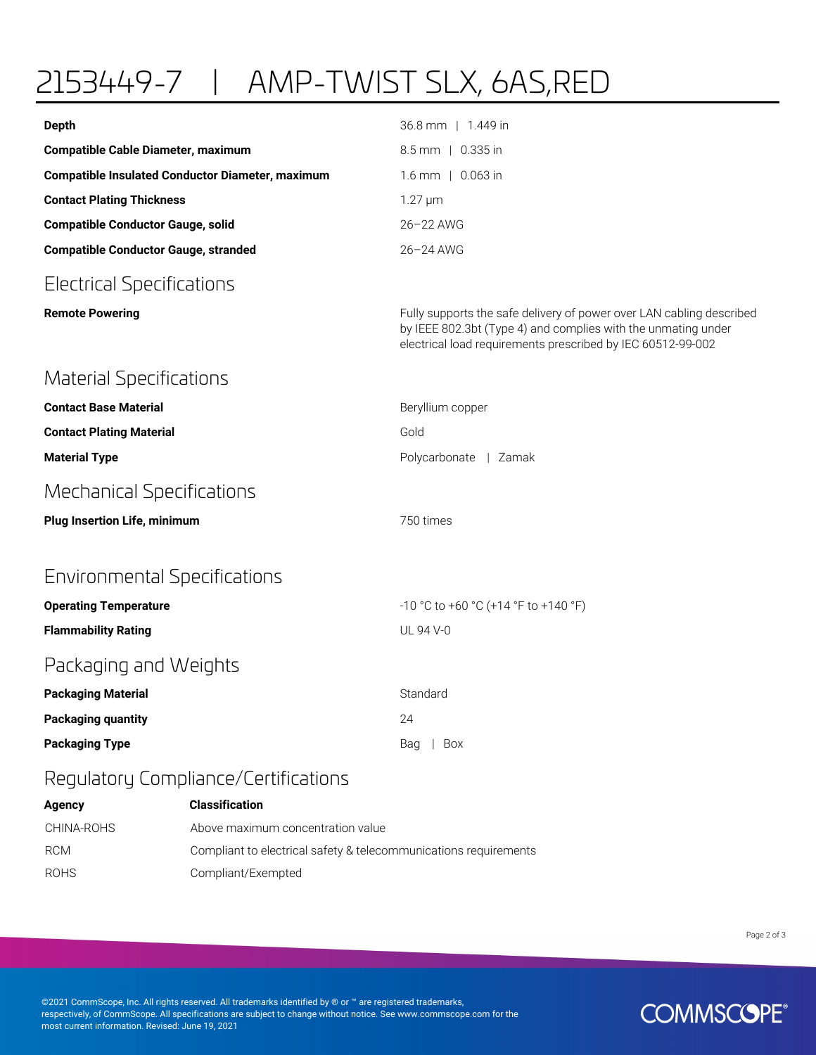# 2153449-7 | AMP-TWIST SLX, 6AS,RED

| | |
|---|---|
| **Depth** | 36.8 mm \| 1.449 in |
| **Compatible Cable Diameter, maximum** | 8.5 mm \| 0.335 in |
| **Compatible Insulated Conductor Diameter, maximum** | 1.6 mm \| 0.063 in |
| **Contact Plating Thickness** | 1.27 µm |
| **Compatible Conductor Gauge, solid** | 26–22 AWG |
| **Compatible Conductor Gauge, stranded** | 26–24 AWG |

## Electrical Specifications

| | |
|---|---|
| **Remote Powering** | Fully supports the safe delivery of power over LAN cabling described by IEEE 802.3bt (Type 4) and complies with the unmating under electrical load requirements prescribed by IEC 60512-99-002 |

## Material Specifications

| | |
|---|---|
| **Contact Base Material** | Beryllium copper |
| **Contact Plating Material** | Gold |
| **Material Type** | Polycarbonate \| Zamak |

## Mechanical Specifications

| | |
|---|---|
| **Plug Insertion Life, minimum** | 750 times |

## Environmental Specifications

| | |
|---|---|
| **Operating Temperature** | -10 °C to +60 °C (+14 °F to +140 °F) |
| **Flammability Rating** | UL 94 V-0 |

## Packaging and Weights

| | |
|---|---|
| **Packaging Material** | Standard |
| **Packaging quantity** | 24 |
| **Packaging Type** | Bag \| Box |

## Regulatory Compliance/Certifications

| Agency | Classification |
|---|---|
| CHINA-ROHS | Above maximum concentration value |
| RCM | Compliant to electrical safety & telecommunications requirements |
| ROHS | Compliant/Exempted |

©2021 CommScope, Inc. All rights reserved. All trademarks identified by ® or ™ are registered trademarks, respectively, of CommScope. All specifications are subject to change without notice. See www.commscope.com for the most current information. Revised: June 19, 2021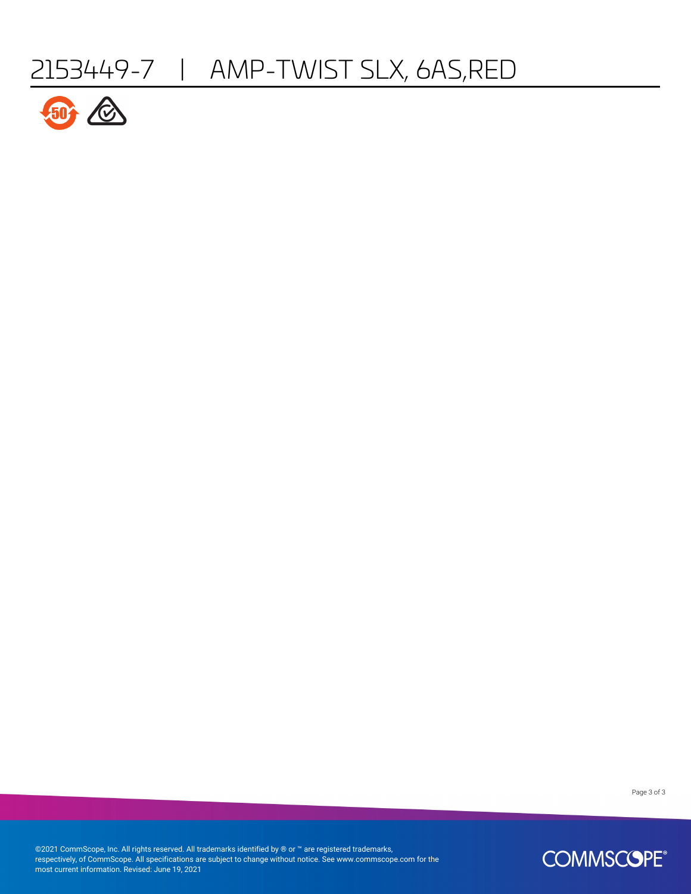# 2153449-7 | AMP-TWIST SLX, 6AS,RED

©2021 CommScope, Inc. All rights reserved. All trademarks identified by ® or ™ are registered trademarks, respectively, of CommScope. All specifications are subject to change without notice. See www.commscope.com for the most current information. Revised: June 19, 2021